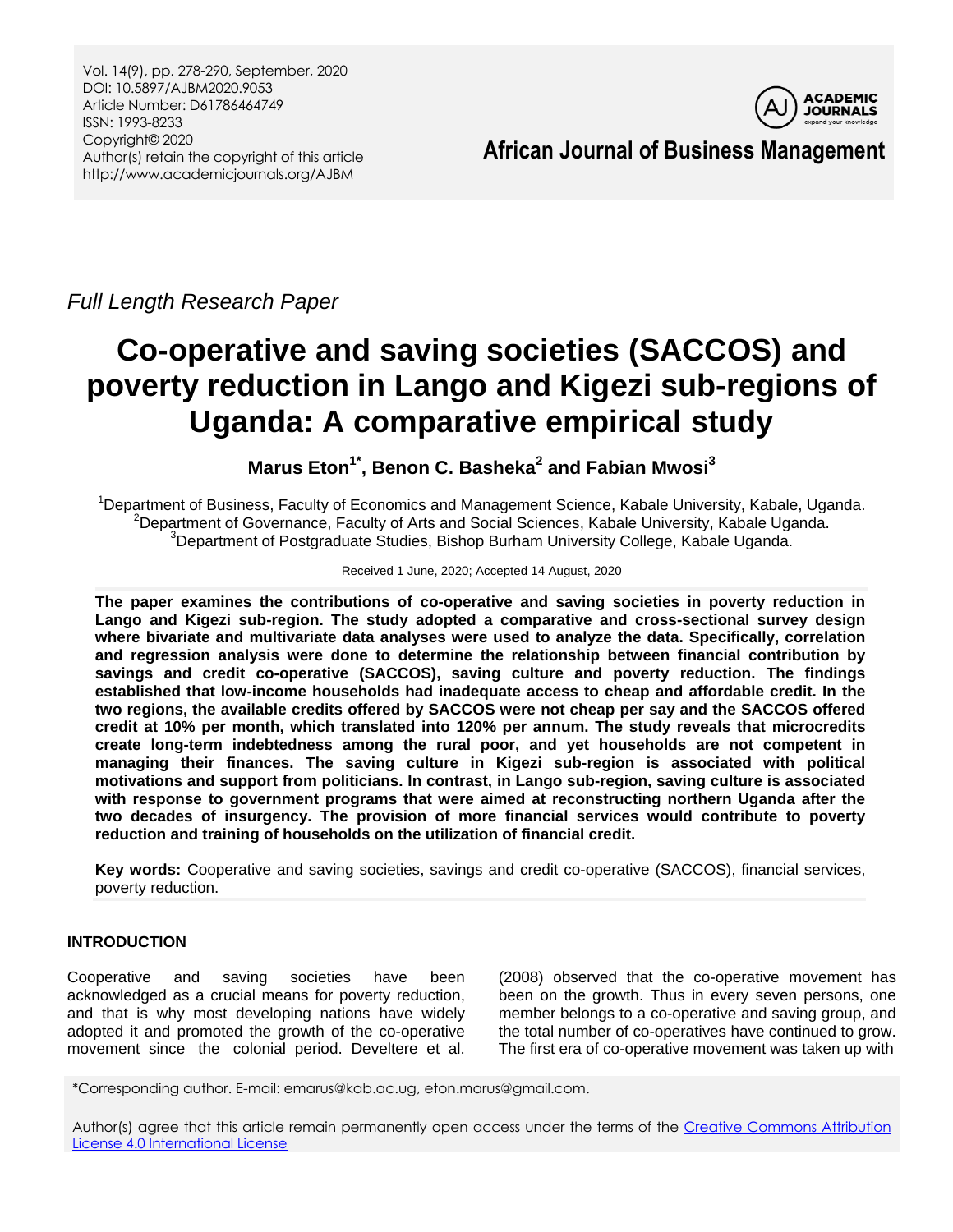Vol. 14(9), pp. 278-290, September, 2020
DOI: 10.5897/AJBM2020.9053
Article Number: D61786464749
ISSN: 1993-8233
Copyright© 2020
Author(s) retain the copyright of this article
http://www.academicjournals.org/AJBM

**African Journal of Business Management**

*Full Length Research Paper*

# Co-operative and saving societies (SACCOS) and poverty reduction in Lango and Kigezi sub-regions of Uganda: A comparative empirical study

**Marus Eton[1*], Benon C. Basheka[2] and Fabian Mwosi[3]**

[1]Department of Business, Faculty of Economics and Management Science, Kabale University, Kabale, Uganda.
[2]Department of Governance, Faculty of Arts and Social Sciences, Kabale University, Kabale Uganda.
[3]Department of Postgraduate Studies, Bishop Burham University College, Kabale Uganda.

Received 1 June, 2020; Accepted 14 August, 2020

**The paper examines the contributions of co-operative and saving societies in poverty reduction in Lango and Kigezi sub-region. The study adopted a comparative and cross-sectional survey design where bivariate and multivariate data analyses were used to analyze the data. Specifically, correlation and regression analysis were done to determine the relationship between financial contribution by savings and credit co-operative (SACCOS), saving culture and poverty reduction. The findings established that low-income households had inadequate access to cheap and affordable credit. In the two regions, the available credits offered by SACCOS were not cheap per say and the SACCOS offered credit at 10% per month, which translated into 120% per annum. The study reveals that microcredits create long-term indebtedness among the rural poor, and yet households are not competent in managing their finances. The saving culture in Kigezi sub-region is associated with political motivations and support from politicians. In contrast, in Lango sub-region, saving culture is associated with response to government programs that were aimed at reconstructing northern Uganda after the two decades of insurgency. The provision of more financial services would contribute to poverty reduction and training of households on the utilization of financial credit.**

**Key words:** Cooperative and saving societies, savings and credit co-operative (SACCOS), financial services, poverty reduction.

## INTRODUCTION

Cooperative and saving societies have been acknowledged as a crucial means for poverty reduction, and that is why most developing nations have widely adopted it and promoted the growth of the co-operative movement since the colonial period. Develtere et al. (2008) observed that the co-operative movement has been on the growth. Thus in every seven persons, one member belongs to a co-operative and saving group, and the total number of co-operatives have continued to grow. The first era of co-operative movement was taken up with

*Corresponding author. E-mail: emarus@kab.ac.ug, eton.marus@gmail.com.

Author(s) agree that this article remain permanently open access under the terms of the Creative Commons Attribution License 4.0 International License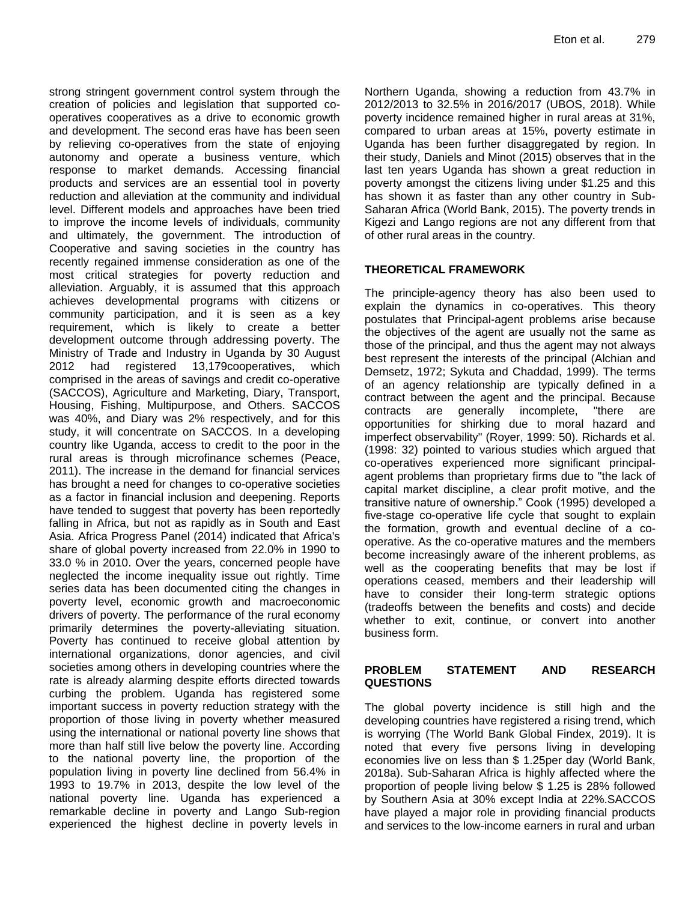strong stringent government control system through the creation of policies and legislation that supported co-operatives cooperatives as a drive to economic growth and development. The second eras have has been seen by relieving co-operatives from the state of enjoying autonomy and operate a business venture, which response to market demands. Accessing financial products and services are an essential tool in poverty reduction and alleviation at the community and individual level. Different models and approaches have been tried to improve the income levels of individuals, community and ultimately, the government. The introduction of Cooperative and saving societies in the country has recently regained immense consideration as one of the most critical strategies for poverty reduction and alleviation. Arguably, it is assumed that this approach achieves developmental programs with citizens or community participation, and it is seen as a key requirement, which is likely to create a better development outcome through addressing poverty. The Ministry of Trade and Industry in Uganda by 30 August 2012 had registered 13,179cooperatives, which comprised in the areas of savings and credit co-operative (SACCOS), Agriculture and Marketing, Diary, Transport, Housing, Fishing, Multipurpose, and Others. SACCOS was 40%, and Diary was 2% respectively, and for this study, it will concentrate on SACCOS. In a developing country like Uganda, access to credit to the poor in the rural areas is through microfinance schemes (Peace, 2011). The increase in the demand for financial services has brought a need for changes to co-operative societies as a factor in financial inclusion and deepening. Reports have tended to suggest that poverty has been reportedly falling in Africa, but not as rapidly as in South and East Asia. Africa Progress Panel (2014) indicated that Africa's share of global poverty increased from 22.0% in 1990 to 33.0 % in 2010. Over the years, concerned people have neglected the income inequality issue out rightly. Time series data has been documented citing the changes in poverty level, economic growth and macroeconomic drivers of poverty. The performance of the rural economy primarily determines the poverty-alleviating situation. Poverty has continued to receive global attention by international organizations, donor agencies, and civil societies among others in developing countries where the rate is already alarming despite efforts directed towards curbing the problem. Uganda has registered some important success in poverty reduction strategy with the proportion of those living in poverty whether measured using the international or national poverty line shows that more than half still live below the poverty line. According to the national poverty line, the proportion of the population living in poverty line declined from 56.4% in 1993 to 19.7% in 2013, despite the low level of the national poverty line. Uganda has experienced a remarkable decline in poverty and Lango Sub-region experienced the highest decline in poverty levels in Northern Uganda, showing a reduction from 43.7% in 2012/2013 to 32.5% in 2016/2017 (UBOS, 2018). While poverty incidence remained higher in rural areas at 31%, compared to urban areas at 15%, poverty estimate in Uganda has been further disaggregated by region. In their study, Daniels and Minot (2015) observes that in the last ten years Uganda has shown a great reduction in poverty amongst the citizens living under $1.25 and this has shown it as faster than any other country in Sub-Saharan Africa (World Bank, 2015). The poverty trends in Kigezi and Lango regions are not any different from that of other rural areas in the country.

## THEORETICAL FRAMEWORK

The principle-agency theory has also been used to explain the dynamics in co-operatives. This theory postulates that Principal-agent problems arise because the objectives of the agent are usually not the same as those of the principal, and thus the agent may not always best represent the interests of the principal (Alchian and Demsetz, 1972; Sykuta and Chaddad, 1999). The terms of an agency relationship are typically defined in a contract between the agent and the principal. Because contracts are generally incomplete, "there are opportunities for shirking due to moral hazard and imperfect observability" (Royer, 1999: 50). Richards et al. (1998: 32) pointed to various studies which argued that co-operatives experienced more significant principal-agent problems than proprietary firms due to "the lack of capital market discipline, a clear profit motive, and the transitive nature of ownership." Cook (1995) developed a five-stage co-operative life cycle that sought to explain the formation, growth and eventual decline of a co-operative. As the co-operative matures and the members become increasingly aware of the inherent problems, as well as the cooperating benefits that may be lost if operations ceased, members and their leadership will have to consider their long-term strategic options (tradeoffs between the benefits and costs) and decide whether to exit, continue, or convert into another business form.

## PROBLEM STATEMENT AND RESEARCH QUESTIONS

The global poverty incidence is still high and the developing countries have registered a rising trend, which is worrying (The World Bank Global Findex, 2019). It is noted that every five persons living in developing economies live on less than $ 1.25per day (World Bank, 2018a). Sub-Saharan Africa is highly affected where the proportion of people living below $ 1.25 is 28% followed by Southern Asia at 30% except India at 22%.SACCOS have played a major role in providing financial products and services to the low-income earners in rural and urban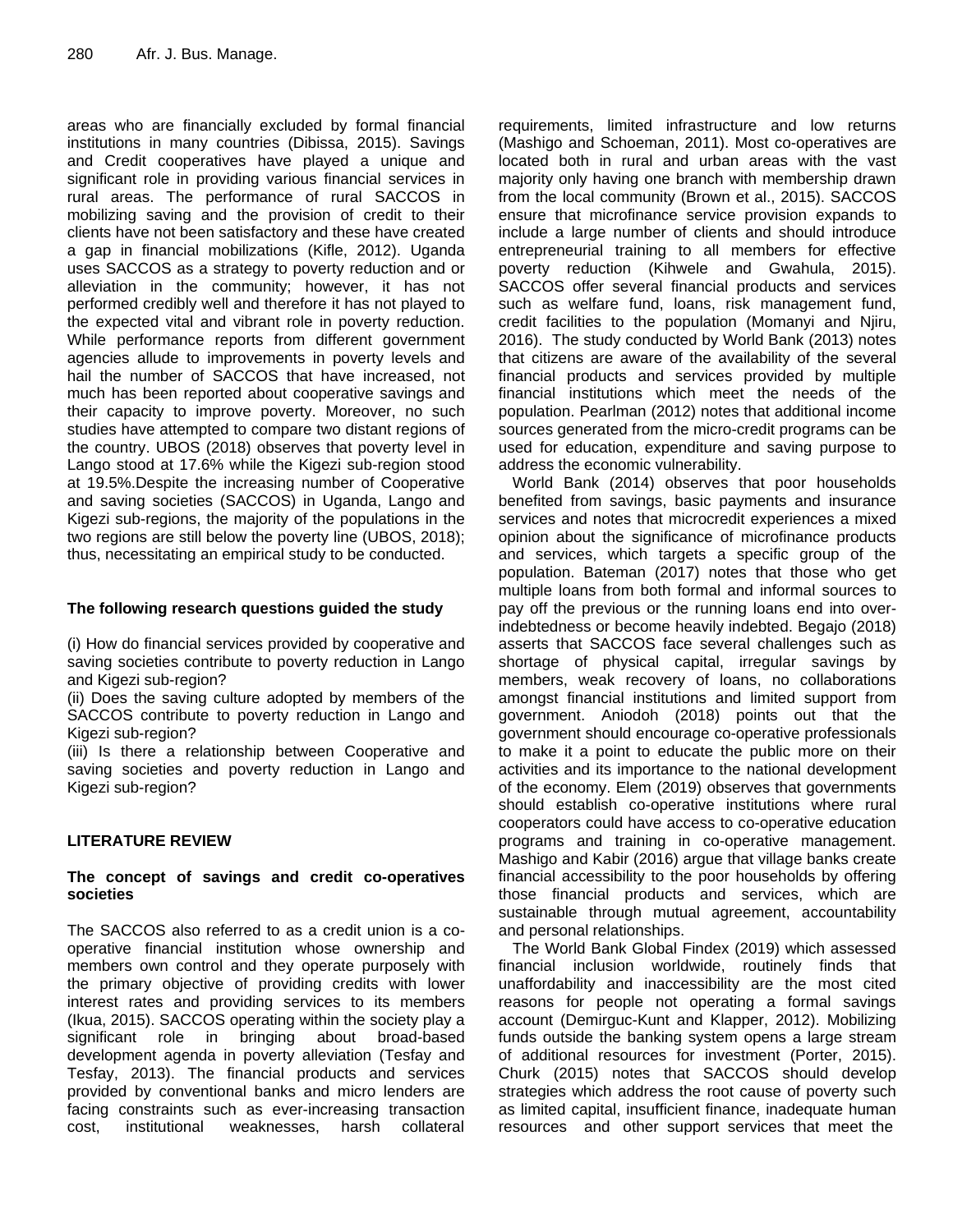areas who are financially excluded by formal financial institutions in many countries (Dibissa, 2015). Savings and Credit cooperatives have played a unique and significant role in providing various financial services in rural areas. The performance of rural SACCOS in mobilizing saving and the provision of credit to their clients have not been satisfactory and these have created a gap in financial mobilizations (Kifle, 2012). Uganda uses SACCOS as a strategy to poverty reduction and or alleviation in the community; however, it has not performed credibly well and therefore it has not played to the expected vital and vibrant role in poverty reduction. While performance reports from different government agencies allude to improvements in poverty levels and hail the number of SACCOS that have increased, not much has been reported about cooperative savings and their capacity to improve poverty. Moreover, no such studies have attempted to compare two distant regions of the country. UBOS (2018) observes that poverty level in Lango stood at 17.6% while the Kigezi sub-region stood at 19.5%.Despite the increasing number of Cooperative and saving societies (SACCOS) in Uganda, Lango and Kigezi sub-regions, the majority of the populations in the two regions are still below the poverty line (UBOS, 2018); thus, necessitating an empirical study to be conducted.

**The following research questions guided the study**

(i) How do financial services provided by cooperative and saving societies contribute to poverty reduction in Lango and Kigezi sub-region?
(ii) Does the saving culture adopted by members of the SACCOS contribute to poverty reduction in Lango and Kigezi sub-region?
(iii) Is there a relationship between Cooperative and saving societies and poverty reduction in Lango and Kigezi sub-region?

## LITERATURE REVIEW

### The concept of savings and credit co-operatives societies

The SACCOS also referred to as a credit union is a co-operative financial institution whose ownership and members own control and they operate purposely with the primary objective of providing credits with lower interest rates and providing services to its members (Ikua, 2015). SACCOS operating within the society play a significant role in bringing about broad-based development agenda in poverty alleviation (Tesfay and Tesfay, 2013). The financial products and services provided by conventional banks and micro lenders are facing constraints such as ever-increasing transaction cost, institutional weaknesses, harsh collateral requirements, limited infrastructure and low returns (Mashigo and Schoeman, 2011). Most co-operatives are located both in rural and urban areas with the vast majority only having one branch with membership drawn from the local community (Brown et al., 2015). SACCOS ensure that microfinance service provision expands to include a large number of clients and should introduce entrepreneurial training to all members for effective poverty reduction (Kihwele and Gwahula, 2015). SACCOS offer several financial products and services such as welfare fund, loans, risk management fund, credit facilities to the population (Momanyi and Njiru, 2016). The study conducted by World Bank (2013) notes that citizens are aware of the availability of the several financial products and services provided by multiple financial institutions which meet the needs of the population. Pearlman (2012) notes that additional income sources generated from the micro-credit programs can be used for education, expenditure and saving purpose to address the economic vulnerability.

World Bank (2014) observes that poor households benefited from savings, basic payments and insurance services and notes that microcredit experiences a mixed opinion about the significance of microfinance products and services, which targets a specific group of the population. Bateman (2017) notes that those who get multiple loans from both formal and informal sources to pay off the previous or the running loans end into over-indebtedness or become heavily indebted. Begajo (2018) asserts that SACCOS face several challenges such as shortage of physical capital, irregular savings by members, weak recovery of loans, no collaborations amongst financial institutions and limited support from government. Aniodoh (2018) points out that the government should encourage co-operative professionals to make it a point to educate the public more on their activities and its importance to the national development of the economy. Elem (2019) observes that governments should establish co-operative institutions where rural cooperators could have access to co-operative education programs and training in co-operative management. Mashigo and Kabir (2016) argue that village banks create financial accessibility to the poor households by offering those financial products and services, which are sustainable through mutual agreement, accountability and personal relationships.

The World Bank Global Findex (2019) which assessed financial inclusion worldwide, routinely finds that unaffordability and inaccessibility are the most cited reasons for people not operating a formal savings account (Demirguc-Kunt and Klapper, 2012). Mobilizing funds outside the banking system opens a large stream of additional resources for investment (Porter, 2015). Churk (2015) notes that SACCOS should develop strategies which address the root cause of poverty such as limited capital, insufficient finance, inadequate human resources and other support services that meet the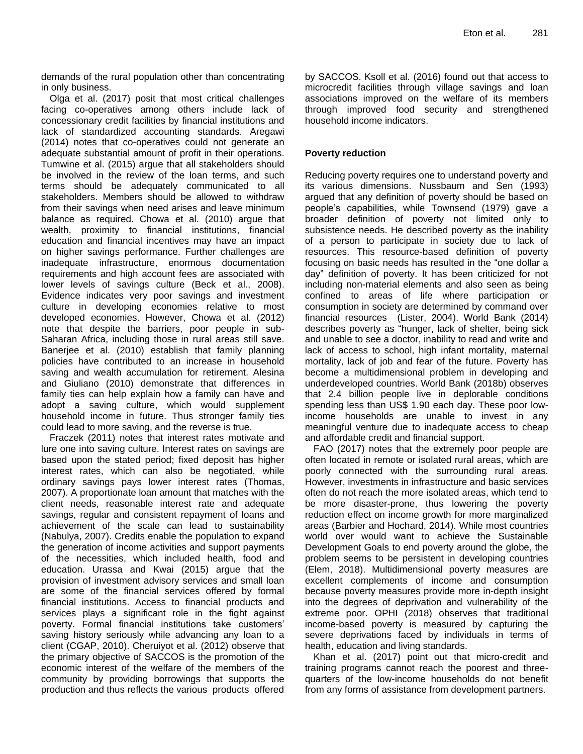demands of the rural population other than concentrating in only business.

Olga et al. (2017) posit that most critical challenges facing co-operatives among others include lack of concessionary credit facilities by financial institutions and lack of standardized accounting standards. Aregawi (2014) notes that co-operatives could not generate an adequate substantial amount of profit in their operations. Tumwine et al. (2015) argue that all stakeholders should be involved in the review of the loan terms, and such terms should be adequately communicated to all stakeholders. Members should be allowed to withdraw from their savings when need arises and leave minimum balance as required. Chowa et al. (2010) argue that wealth, proximity to financial institutions, financial education and financial incentives may have an impact on higher savings performance. Further challenges are inadequate infrastructure, enormous documentation requirements and high account fees are associated with lower levels of savings culture (Beck et al., 2008). Evidence indicates very poor savings and investment culture in developing economies relative to most developed economies. However, Chowa et al. (2012) note that despite the barriers, poor people in sub-Saharan Africa, including those in rural areas still save. Banerjee et al. (2010) establish that family planning policies have contributed to an increase in household saving and wealth accumulation for retirement. Alesina and Giuliano (2010) demonstrate that differences in family ties can help explain how a family can have and adopt a saving culture, which would supplement household income in future. Thus stronger family ties could lead to more saving, and the reverse is true.

Fraczek (2011) notes that interest rates motivate and lure one into saving culture. Interest rates on savings are based upon the stated period; fixed deposit has higher interest rates, which can also be negotiated, while ordinary savings pays lower interest rates (Thomas, 2007). A proportionate loan amount that matches with the client needs, reasonable interest rate and adequate savings, regular and consistent repayment of loans and achievement of the scale can lead to sustainability (Nabulya, 2007). Credits enable the population to expand the generation of income activities and support payments of the necessities, which included health, food and education. Urassa and Kwai (2015) argue that the provision of investment advisory services and small loan are some of the financial services offered by formal financial institutions. Access to financial products and services plays a significant role in the fight against poverty. Formal financial institutions take customers' saving history seriously while advancing any loan to a client (CGAP, 2010). Cheruiyot et al. (2012) observe that the primary objective of SACCOS is the promotion of the economic interest of the welfare of the members of the community by providing borrowings that supports the production and thus reflects the various products offered by SACCOS. Ksoll et al. (2016) found out that access to microcredit facilities through village savings and loan associations improved on the welfare of its members through improved food security and strengthened household income indicators.

### Poverty reduction

Reducing poverty requires one to understand poverty and its various dimensions. Nussbaum and Sen (1993) argued that any definition of poverty should be based on people's capabilities, while Townsend (1979) gave a broader definition of poverty not limited only to subsistence needs. He described poverty as the inability of a person to participate in society due to lack of resources. This resource-based definition of poverty focusing on basic needs has resulted in the "one dollar a day" definition of poverty. It has been criticized for not including non-material elements and also seen as being confined to areas of life where participation or consumption in society are determined by command over financial resources (Lister, 2004). World Bank (2014) describes poverty as "hunger, lack of shelter, being sick and unable to see a doctor, inability to read and write and lack of access to school, high infant mortality, maternal mortality, lack of job and fear of the future. Poverty has become a multidimensional problem in developing and underdeveloped countries. World Bank (2018b) observes that 2.4 billion people live in deplorable conditions spending less than US$ 1.90 each day. These poor low-income households are unable to invest in any meaningful venture due to inadequate access to cheap and affordable credit and financial support.

FAO (2017) notes that the extremely poor people are often located in remote or isolated rural areas, which are poorly connected with the surrounding rural areas. However, investments in infrastructure and basic services often do not reach the more isolated areas, which tend to be more disaster-prone, thus lowering the poverty reduction effect on income growth for more marginalized areas (Barbier and Hochard, 2014). While most countries world over would want to achieve the Sustainable Development Goals to end poverty around the globe, the problem seems to be persistent in developing countries (Elem, 2018). Multidimensional poverty measures are excellent complements of income and consumption because poverty measures provide more in-depth insight into the degrees of deprivation and vulnerability of the extreme poor. OPHI (2018) observes that traditional income-based poverty is measured by capturing the severe deprivations faced by individuals in terms of health, education and living standards.

Khan et al. (2017) point out that micro-credit and training programs cannot reach the poorest and three-quarters of the low-income households do not benefit from any forms of assistance from development partners.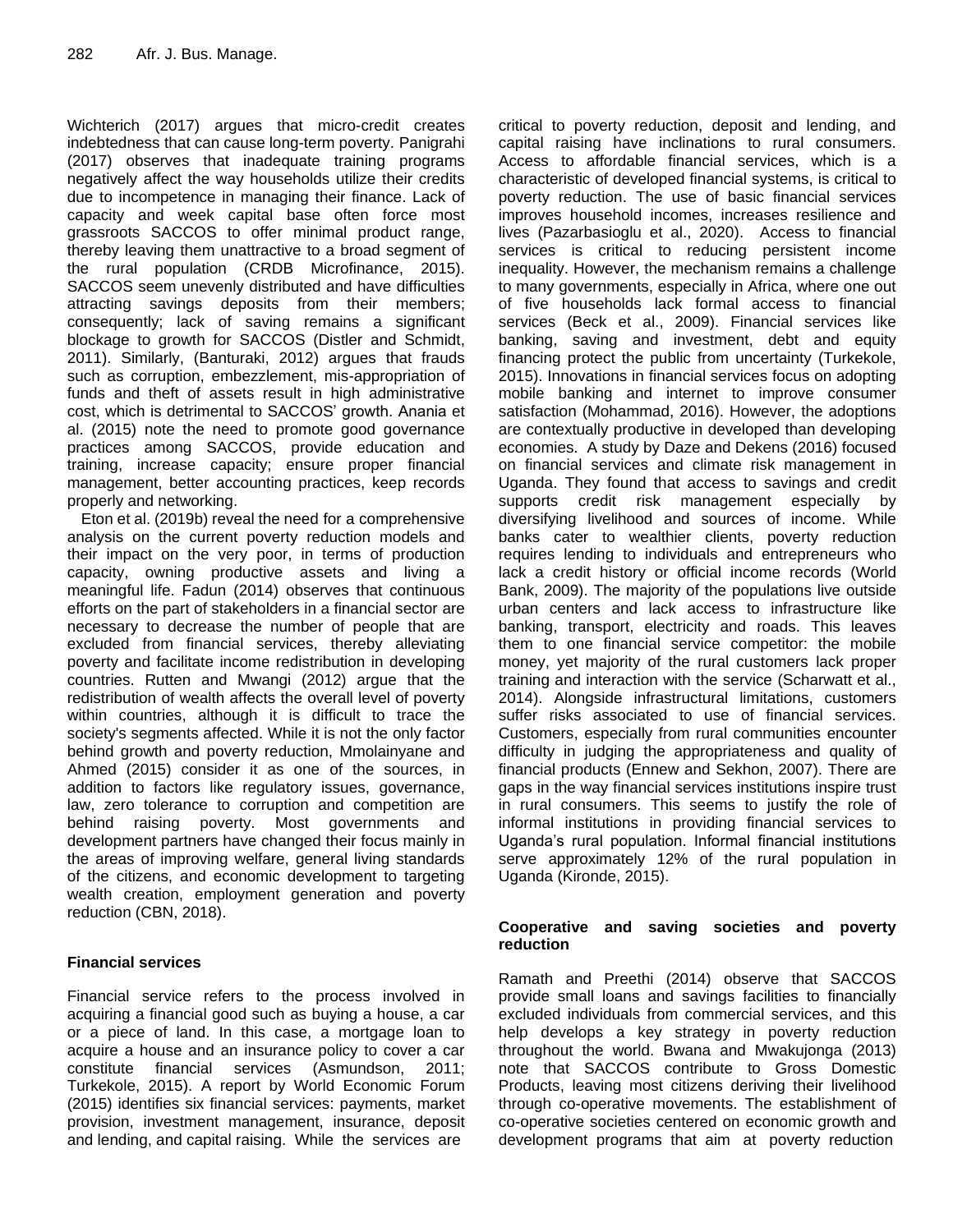Wichterich (2017) argues that micro-credit creates indebtedness that can cause long-term poverty. Panigrahi (2017) observes that inadequate training programs negatively affect the way households utilize their credits due to incompetence in managing their finance. Lack of capacity and week capital base often force most grassroots SACCOS to offer minimal product range, thereby leaving them unattractive to a broad segment of the rural population (CRDB Microfinance, 2015). SACCOS seem unevenly distributed and have difficulties attracting savings deposits from their members; consequently; lack of saving remains a significant blockage to growth for SACCOS (Distler and Schmidt, 2011). Similarly, (Banturaki, 2012) argues that frauds such as corruption, embezzlement, mis-appropriation of funds and theft of assets result in high administrative cost, which is detrimental to SACCOS' growth. Anania et al. (2015) note the need to promote good governance practices among SACCOS, provide education and training, increase capacity; ensure proper financial management, better accounting practices, keep records properly and networking.

Eton et al. (2019b) reveal the need for a comprehensive analysis on the current poverty reduction models and their impact on the very poor, in terms of production capacity, owning productive assets and living a meaningful life. Fadun (2014) observes that continuous efforts on the part of stakeholders in a financial sector are necessary to decrease the number of people that are excluded from financial services, thereby alleviating poverty and facilitate income redistribution in developing countries. Rutten and Mwangi (2012) argue that the redistribution of wealth affects the overall level of poverty within countries, although it is difficult to trace the society's segments affected. While it is not the only factor behind growth and poverty reduction, Mmolainyane and Ahmed (2015) consider it as one of the sources, in addition to factors like regulatory issues, governance, law, zero tolerance to corruption and competition are behind raising poverty. Most governments and development partners have changed their focus mainly in the areas of improving welfare, general living standards of the citizens, and economic development to targeting wealth creation, employment generation and poverty reduction (CBN, 2018).

## Financial services

Financial service refers to the process involved in acquiring a financial good such as buying a house, a car or a piece of land. In this case, a mortgage loan to acquire a house and an insurance policy to cover a car constitute financial services (Asmundson, 2011; Turkekole, 2015). A report by World Economic Forum (2015) identifies six financial services: payments, market provision, investment management, insurance, deposit and lending, and capital raising. While the services are critical to poverty reduction, deposit and lending, and capital raising have inclinations to rural consumers. Access to affordable financial services, which is a characteristic of developed financial systems, is critical to poverty reduction. The use of basic financial services improves household incomes, increases resilience and lives (Pazarbasioglu et al., 2020). Access to financial services is critical to reducing persistent income inequality. However, the mechanism remains a challenge to many governments, especially in Africa, where one out of five households lack formal access to financial services (Beck et al., 2009). Financial services like banking, saving and investment, debt and equity financing protect the public from uncertainty (Turkekole, 2015). Innovations in financial services focus on adopting mobile banking and internet to improve consumer satisfaction (Mohammad, 2016). However, the adoptions are contextually productive in developed than developing economies. A study by Daze and Dekens (2016) focused on financial services and climate risk management in Uganda. They found that access to savings and credit supports credit risk management especially by diversifying livelihood and sources of income. While banks cater to wealthier clients, poverty reduction requires lending to individuals and entrepreneurs who lack a credit history or official income records (World Bank, 2009). The majority of the populations live outside urban centers and lack access to infrastructure like banking, transport, electricity and roads. This leaves them to one financial service competitor: the mobile money, yet majority of the rural customers lack proper training and interaction with the service (Scharwatt et al., 2014). Alongside infrastructural limitations, customers suffer risks associated to use of financial services. Customers, especially from rural communities encounter difficulty in judging the appropriateness and quality of financial products (Ennew and Sekhon, 2007). There are gaps in the way financial services institutions inspire trust in rural consumers. This seems to justify the role of informal institutions in providing financial services to Uganda's rural population. Informal financial institutions serve approximately 12% of the rural population in Uganda (Kironde, 2015).

## Cooperative and saving societies and poverty reduction

Ramath and Preethi (2014) observe that SACCOS provide small loans and savings facilities to financially excluded individuals from commercial services, and this help develops a key strategy in poverty reduction throughout the world. Bwana and Mwakujonga (2013) note that SACCOS contribute to Gross Domestic Products, leaving most citizens deriving their livelihood through co-operative movements. The establishment of co-operative societies centered on economic growth and development programs that aim at poverty reduction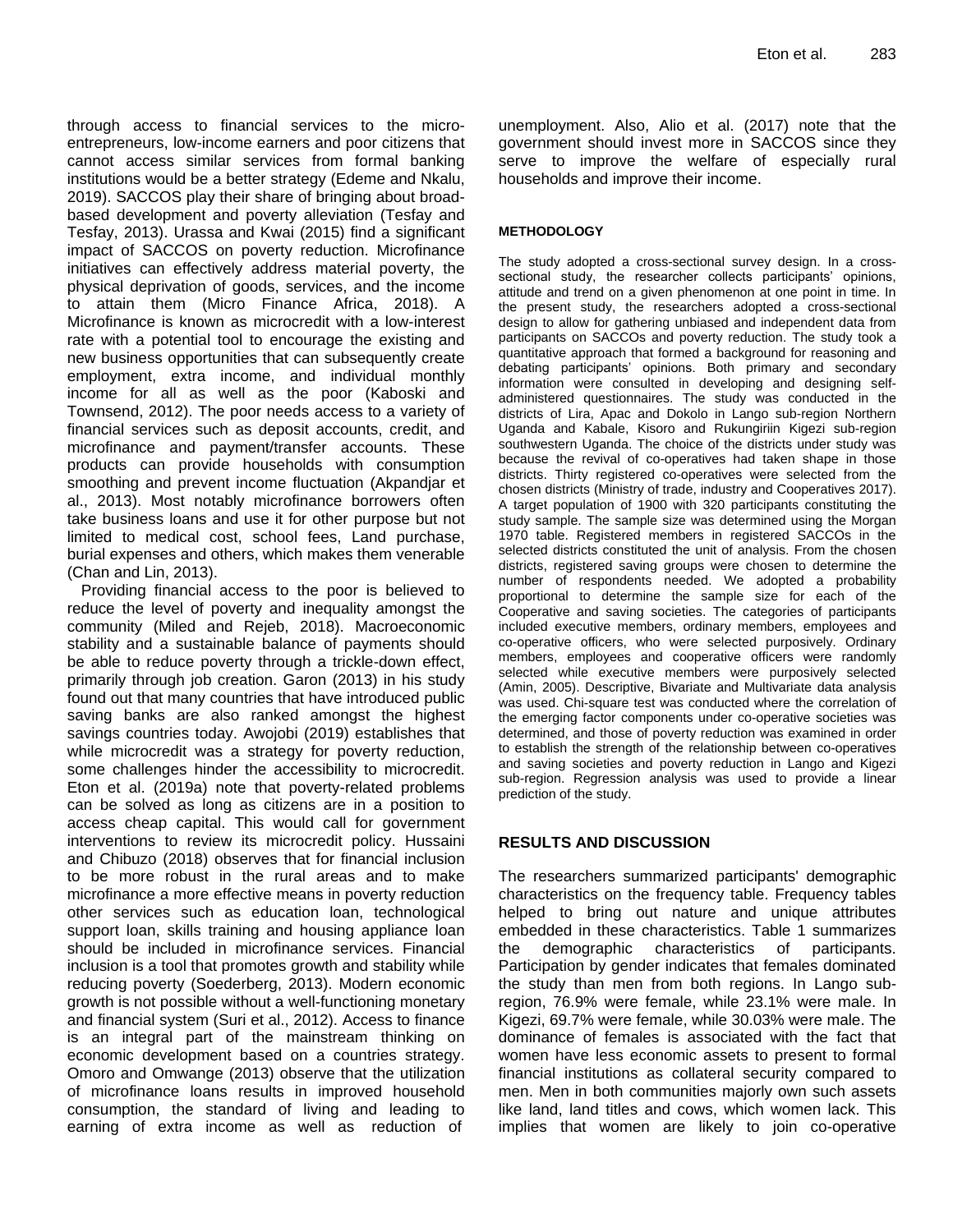through access to financial services to the micro-entrepreneurs, low-income earners and poor citizens that cannot access similar services from formal banking institutions would be a better strategy (Edeme and Nkalu, 2019). SACCOS play their share of bringing about broad-based development and poverty alleviation (Tesfay and Tesfay, 2013). Urassa and Kwai (2015) find a significant impact of SACCOS on poverty reduction. Microfinance initiatives can effectively address material poverty, the physical deprivation of goods, services, and the income to attain them (Micro Finance Africa, 2018). A Microfinance is known as microcredit with a low-interest rate with a potential tool to encourage the existing and new business opportunities that can subsequently create employment, extra income, and individual monthly income for all as well as the poor (Kaboski and Townsend, 2012). The poor needs access to a variety of financial services such as deposit accounts, credit, and microfinance and payment/transfer accounts. These products can provide households with consumption smoothing and prevent income fluctuation (Akpandjar et al., 2013). Most notably microfinance borrowers often take business loans and use it for other purpose but not limited to medical cost, school fees, Land purchase, burial expenses and others, which makes them venerable (Chan and Lin, 2013).

Providing financial access to the poor is believed to reduce the level of poverty and inequality amongst the community (Miled and Rejeb, 2018). Macroeconomic stability and a sustainable balance of payments should be able to reduce poverty through a trickle-down effect, primarily through job creation. Garon (2013) in his study found out that many countries that have introduced public saving banks are also ranked amongst the highest savings countries today. Awojobi (2019) establishes that while microcredit was a strategy for poverty reduction, some challenges hinder the accessibility to microcredit. Eton et al. (2019a) note that poverty-related problems can be solved as long as citizens are in a position to access cheap capital. This would call for government interventions to review its microcredit policy. Hussaini and Chibuzo (2018) observes that for financial inclusion to be more robust in the rural areas and to make microfinance a more effective means in poverty reduction other services such as education loan, technological support loan, skills training and housing appliance loan should be included in microfinance services. Financial inclusion is a tool that promotes growth and stability while reducing poverty (Soederberg, 2013). Modern economic growth is not possible without a well-functioning monetary and financial system (Suri et al., 2012). Access to finance is an integral part of the mainstream thinking on economic development based on a countries strategy. Omoro and Omwange (2013) observe that the utilization of microfinance loans results in improved household consumption, the standard of living and leading to earning of extra income as well as reduction of unemployment. Also, Alio et al. (2017) note that the government should invest more in SACCOS since they serve to improve the welfare of especially rural households and improve their income.

## METHODOLOGY

The study adopted a cross-sectional survey design. In a cross-sectional study, the researcher collects participants' opinions, attitude and trend on a given phenomenon at one point in time. In the present study, the researchers adopted a cross-sectional design to allow for gathering unbiased and independent data from participants on SACCOs and poverty reduction. The study took a quantitative approach that formed a background for reasoning and debating participants' opinions. Both primary and secondary information were consulted in developing and designing self-administered questionnaires. The study was conducted in the districts of Lira, Apac and Dokolo in Lango sub-region Northern Uganda and Kabale, Kisoro and Rukungiriin Kigezi sub-region southwestern Uganda. The choice of the districts under study was because the revival of co-operatives had taken shape in those districts. Thirty registered co-operatives were selected from the chosen districts (Ministry of trade, industry and Cooperatives 2017). A target population of 1900 with 320 participants constituting the study sample. The sample size was determined using the Morgan 1970 table. Registered members in registered SACCOs in the selected districts constituted the unit of analysis. From the chosen districts, registered saving groups were chosen to determine the number of respondents needed. We adopted a probability proportional to determine the sample size for each of the Cooperative and saving societies. The categories of participants included executive members, ordinary members, employees and co-operative officers, who were selected purposively. Ordinary members, employees and cooperative officers were randomly selected while executive members were purposively selected (Amin, 2005). Descriptive, Bivariate and Multivariate data analysis was used. Chi-square test was conducted where the correlation of the emerging factor components under co-operative societies was determined, and those of poverty reduction was examined in order to establish the strength of the relationship between co-operatives and saving societies and poverty reduction in Lango and Kigezi sub-region. Regression analysis was used to provide a linear prediction of the study.

## RESULTS AND DISCUSSION

The researchers summarized participants' demographic characteristics on the frequency table. Frequency tables helped to bring out nature and unique attributes embedded in these characteristics. Table 1 summarizes the demographic characteristics of participants. Participation by gender indicates that females dominated the study than men from both regions. In Lango sub-region, 76.9% were female, while 23.1% were male. In Kigezi, 69.7% were female, while 30.03% were male. The dominance of females is associated with the fact that women have less economic assets to present to formal financial institutions as collateral security compared to men. Men in both communities majorly own such assets like land, land titles and cows, which women lack. This implies that women are likely to join co-operative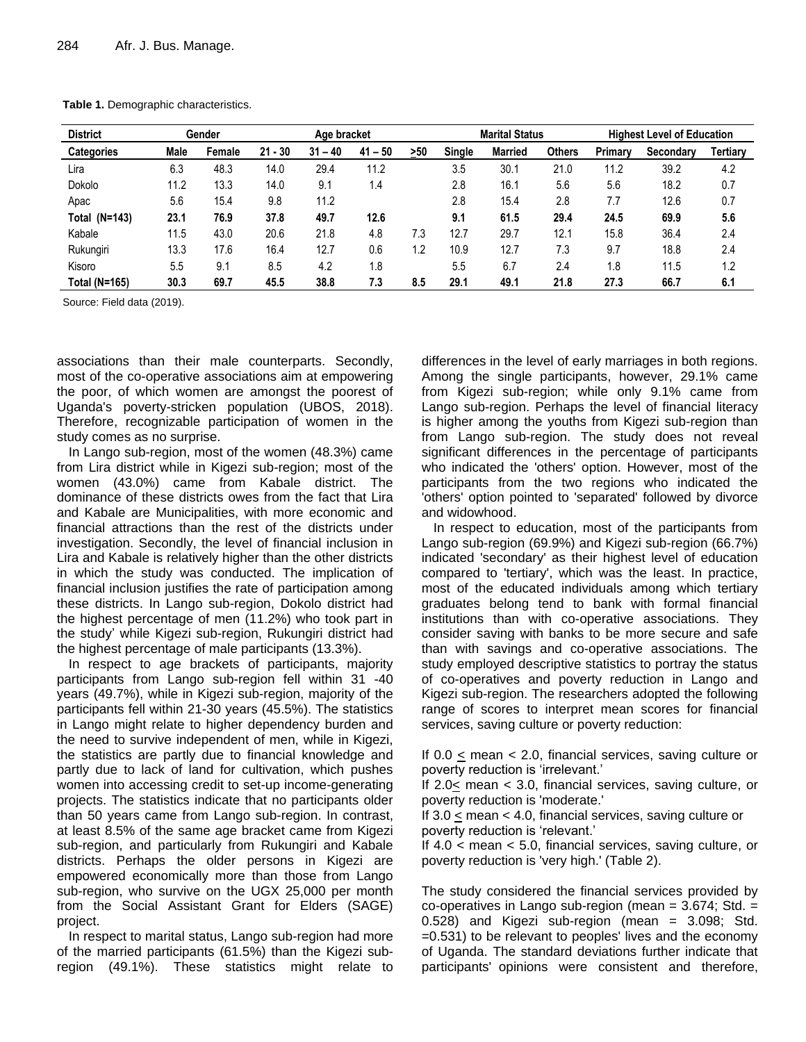**Table 1.** Demographic characteristics.

| District | Gender | | Age bracket | | | | Marital Status | | | Highest Level of Education | | |
|---|---|---|---|---|---|---|---|---|---|---|---|---|
| Categories | Male | Female | 21 - 30 | 31 – 40 | 41 – 50 | ≥50 | Single | Married | Others | Primary | Secondary | Tertiary |
| Lira | 6.3 | 48.3 | 14.0 | 29.4 | 11.2 | | 3.5 | 30.1 | 21.0 | 11.2 | 39.2 | 4.2 |
| Dokolo | 11.2 | 13.3 | 14.0 | 9.1 | 1.4 | | 2.8 | 16.1 | 5.6 | 5.6 | 18.2 | 0.7 |
| Apac | 5.6 | 15.4 | 9.8 | 11.2 | | | 2.8 | 15.4 | 2.8 | 7.7 | 12.6 | 0.7 |
| **Total (N=143)** | **23.1** | **76.9** | **37.8** | **49.7** | **12.6** | | **9.1** | **61.5** | **29.4** | **24.5** | **69.9** | **5.6** |
| Kabale | 11.5 | 43.0 | 20.6 | 21.8 | 4.8 | 7.3 | 12.7 | 29.7 | 12.1 | 15.8 | 36.4 | 2.4 |
| Rukungiri | 13.3 | 17.6 | 16.4 | 12.7 | 0.6 | 1.2 | 10.9 | 12.7 | 7.3 | 9.7 | 18.8 | 2.4 |
| Kisoro | 5.5 | 9.1 | 8.5 | 4.2 | 1.8 | | 5.5 | 6.7 | 2.4 | 1.8 | 11.5 | 1.2 |
| **Total (N=165)** | **30.3** | **69.7** | **45.5** | **38.8** | **7.3** | **8.5** | **29.1** | **49.1** | **21.8** | **27.3** | **66.7** | **6.1** |

Source: Field data (2019).

associations than their male counterparts. Secondly, most of the co-operative associations aim at empowering the poor, of which women are amongst the poorest of Uganda's poverty-stricken population (UBOS, 2018). Therefore, recognizable participation of women in the study comes as no surprise.

In Lango sub-region, most of the women (48.3%) came from Lira district while in Kigezi sub-region; most of the women (43.0%) came from Kabale district. The dominance of these districts owes from the fact that Lira and Kabale are Municipalities, with more economic and financial attractions than the rest of the districts under investigation. Secondly, the level of financial inclusion in Lira and Kabale is relatively higher than the other districts in which the study was conducted. The implication of financial inclusion justifies the rate of participation among these districts. In Lango sub-region, Dokolo district had the highest percentage of men (11.2%) who took part in the study' while Kigezi sub-region, Rukungiri district had the highest percentage of male participants (13.3%).

In respect to age brackets of participants, majority participants from Lango sub-region fell within 31 -40 years (49.7%), while in Kigezi sub-region, majority of the participants fell within 21-30 years (45.5%). The statistics in Lango might relate to higher dependency burden and the need to survive independent of men, while in Kigezi, the statistics are partly due to financial knowledge and partly due to lack of land for cultivation, which pushes women into accessing credit to set-up income-generating projects. The statistics indicate that no participants older than 50 years came from Lango sub-region. In contrast, at least 8.5% of the same age bracket came from Kigezi sub-region, and particularly from Rukungiri and Kabale districts. Perhaps the older persons in Kigezi are empowered economically more than those from Lango sub-region, who survive on the UGX 25,000 per month from the Social Assistant Grant for Elders (SAGE) project.

In respect to marital status, Lango sub-region had more of the married participants (61.5%) than the Kigezi sub-region (49.1%). These statistics might relate to differences in the level of early marriages in both regions. Among the single participants, however, 29.1% came from Kigezi sub-region; while only 9.1% came from Lango sub-region. Perhaps the level of financial literacy is higher among the youths from Kigezi sub-region than from Lango sub-region. The study does not reveal significant differences in the percentage of participants who indicated the 'others' option. However, most of the participants from the two regions who indicated the 'others' option pointed to 'separated' followed by divorce and widowhood.

In respect to education, most of the participants from Lango sub-region (69.9%) and Kigezi sub-region (66.7%) indicated 'secondary' as their highest level of education compared to 'tertiary', which was the least. In practice, most of the educated individuals among which tertiary graduates belong tend to bank with formal financial institutions than with co-operative associations. They consider saving with banks to be more secure and safe than with savings and co-operative associations. The study employed descriptive statistics to portray the status of co-operatives and poverty reduction in Lango and Kigezi sub-region. The researchers adopted the following range of scores to interpret mean scores for financial services, saving culture or poverty reduction:

If 0.0 ≤ mean < 2.0, financial services, saving culture or poverty reduction is 'irrelevant.'
If 2.0≤ mean < 3.0, financial services, saving culture, or poverty reduction is 'moderate.'
If 3.0 ≤ mean < 4.0, financial services, saving culture or poverty reduction is 'relevant.'
If 4.0 < mean < 5.0, financial services, saving culture, or poverty reduction is 'very high.' (Table 2).

The study considered the financial services provided by co-operatives in Lango sub-region (mean = 3.674; Std. = 0.528) and Kigezi sub-region (mean = 3.098; Std. =0.531) to be relevant to peoples' lives and the economy of Uganda. The standard deviations further indicate that participants' opinions were consistent and therefore,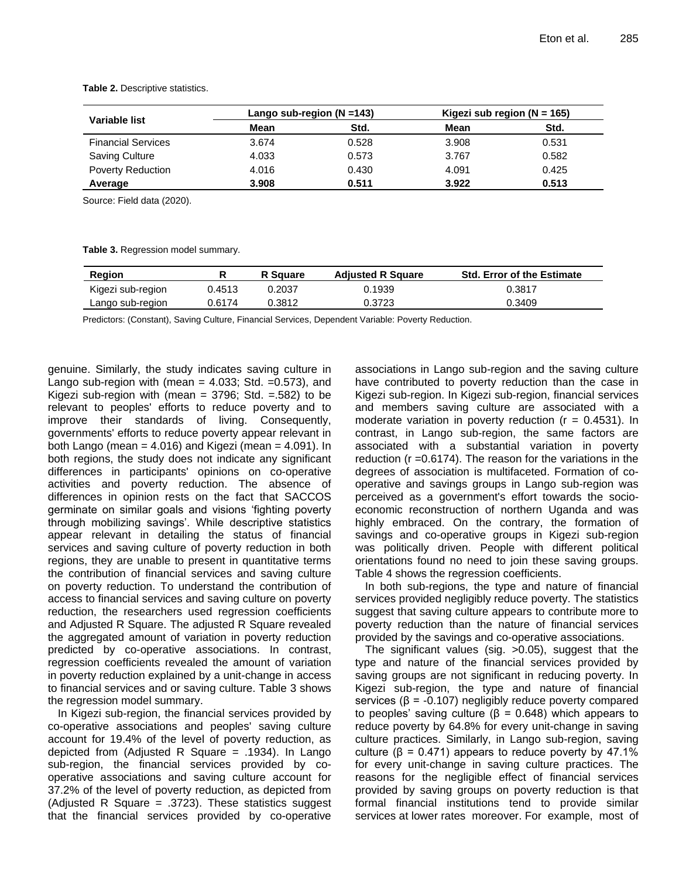**Table 2.** Descriptive statistics.

| Variable list | Lango sub-region (N =143) | | Kigezi sub region (N = 165) | |
|---|---|---|---|---|
| | **Mean** | **Std.** | **Mean** | **Std.** |
| Financial Services | 3.674 | 0.528 | 3.908 | 0.531 |
| Saving Culture | 4.033 | 0.573 | 3.767 | 0.582 |
| Poverty Reduction | 4.016 | 0.430 | 4.091 | 0.425 |
| **Average** | **3.908** | **0.511** | **3.922** | **0.513** |

Source: Field data (2020).

**Table 3.** Regression model summary.

| Region | R | R Square | Adjusted R Square | Std. Error of the Estimate |
|---|---|---|---|---|
| Kigezi sub-region | 0.4513 | 0.2037 | 0.1939 | 0.3817 |
| Lango sub-region | 0.6174 | 0.3812 | 0.3723 | 0.3409 |

Predictors: (Constant), Saving Culture, Financial Services, Dependent Variable: Poverty Reduction.

genuine. Similarly, the study indicates saving culture in Lango sub-region with (mean = 4.033; Std. =0.573), and Kigezi sub-region with (mean = 3796; Std. =.582) to be relevant to peoples' efforts to reduce poverty and to improve their standards of living. Consequently, governments' efforts to reduce poverty appear relevant in both Lango (mean = 4.016) and Kigezi (mean = 4.091). In both regions, the study does not indicate any significant differences in participants' opinions on co-operative activities and poverty reduction. The absence of differences in opinion rests on the fact that SACCOS germinate on similar goals and visions 'fighting poverty through mobilizing savings'. While descriptive statistics appear relevant in detailing the status of financial services and saving culture of poverty reduction in both regions, they are unable to present in quantitative terms the contribution of financial services and saving culture on poverty reduction. To understand the contribution of access to financial services and saving culture on poverty reduction, the researchers used regression coefficients and Adjusted R Square. The adjusted R Square revealed the aggregated amount of variation in poverty reduction predicted by co-operative associations. In contrast, regression coefficients revealed the amount of variation in poverty reduction explained by a unit-change in access to financial services and or saving culture. Table 3 shows the regression model summary.

In Kigezi sub-region, the financial services provided by co-operative associations and peoples' saving culture account for 19.4% of the level of poverty reduction, as depicted from (Adjusted R Square = .1934). In Lango sub-region, the financial services provided by co-operative associations and saving culture account for 37.2% of the level of poverty reduction, as depicted from (Adjusted R Square = .3723). These statistics suggest that the financial services provided by co-operative associations in Lango sub-region and the saving culture have contributed to poverty reduction than the case in Kigezi sub-region. In Kigezi sub-region, financial services and members saving culture are associated with a moderate variation in poverty reduction (r = 0.4531). In contrast, in Lango sub-region, the same factors are associated with a substantial variation in poverty reduction (r =0.6174). The reason for the variations in the degrees of association is multifaceted. Formation of co-operative and savings groups in Lango sub-region was perceived as a government's effort towards the socio-economic reconstruction of northern Uganda and was highly embraced. On the contrary, the formation of savings and co-operative groups in Kigezi sub-region was politically driven. People with different political orientations found no need to join these saving groups. Table 4 shows the regression coefficients.

In both sub-regions, the type and nature of financial services provided negligibly reduce poverty. The statistics suggest that saving culture appears to contribute more to poverty reduction than the nature of financial services provided by the savings and co-operative associations.

The significant values (sig. >0.05), suggest that the type and nature of the financial services provided by saving groups are not significant in reducing poverty. In Kigezi sub-region, the type and nature of financial services (β = -0.107) negligibly reduce poverty compared to peoples' saving culture (β = 0.648) which appears to reduce poverty by 64.8% for every unit-change in saving culture practices. Similarly, in Lango sub-region, saving culture (β = 0.471) appears to reduce poverty by 47.1% for every unit-change in saving culture practices. The reasons for the negligible effect of financial services provided by saving groups on poverty reduction is that formal financial institutions tend to provide similar services at lower rates moreover. For example, most of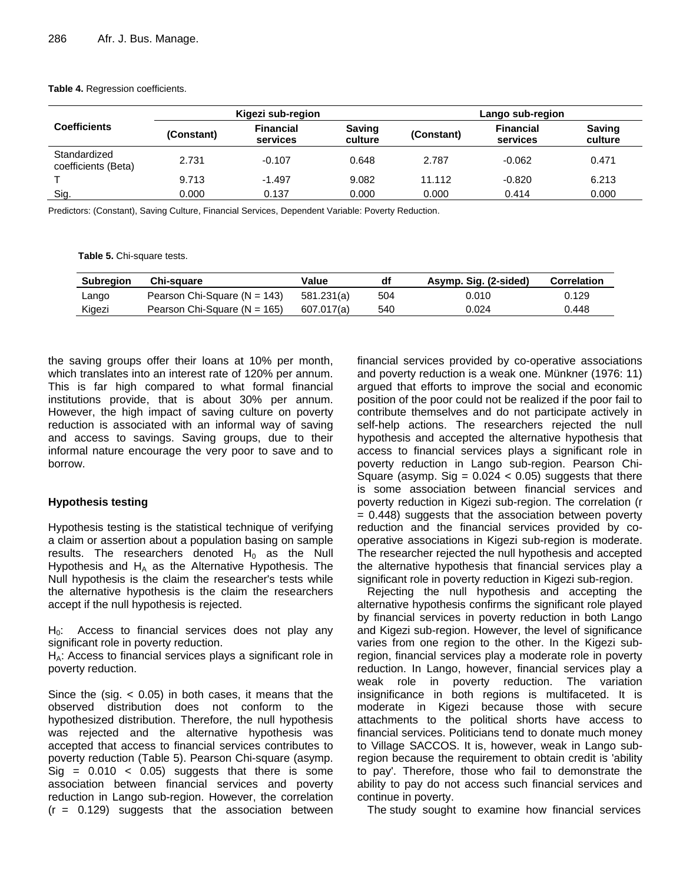**Table 4.** Regression coefficients.

| Coefficients | Kigezi sub-region | | | Lango sub-region | | |
|---|---|---|---|---|---|---|
| | (Constant) | Financial services | Saving culture | (Constant) | Financial services | Saving culture |
| Standardized coefficients (Beta) | 2.731 | -0.107 | 0.648 | 2.787 | -0.062 | 0.471 |
| T | 9.713 | -1.497 | 9.082 | 11.112 | -0.820 | 6.213 |
| Sig. | 0.000 | 0.137 | 0.000 | 0.000 | 0.414 | 0.000 |

Predictors: (Constant), Saving Culture, Financial Services, Dependent Variable: Poverty Reduction.

**Table 5.** Chi-square tests.

| Subregion | Chi-square | Value | df | Asymp. Sig. (2-sided) | Correlation |
|---|---|---|---|---|---|
| Lango | Pearson Chi-Square (N = 143) | 581.231(a) | 504 | 0.010 | 0.129 |
| Kigezi | Pearson Chi-Square (N = 165) | 607.017(a) | 540 | 0.024 | 0.448 |

the saving groups offer their loans at 10% per month, which translates into an interest rate of 120% per annum. This is far high compared to what formal financial institutions provide, that is about 30% per annum. However, the high impact of saving culture on poverty reduction is associated with an informal way of saving and access to savings. Saving groups, due to their informal nature encourage the very poor to save and to borrow.

### Hypothesis testing

Hypothesis testing is the statistical technique of verifying a claim or assertion about a population basing on sample results. The researchers denoted $H_0$ as the Null Hypothesis and $H_A$ as the Alternative Hypothesis. The Null hypothesis is the claim the researcher's tests while the alternative hypothesis is the claim the researchers accept if the null hypothesis is rejected.

$H_0$: Access to financial services does not play any significant role in poverty reduction.
$H_A$: Access to financial services plays a significant role in poverty reduction.

Since the (sig. < 0.05) in both cases, it means that the observed distribution does not conform to the hypothesized distribution. Therefore, the null hypothesis was rejected and the alternative hypothesis was accepted that access to financial services contributes to poverty reduction (Table 5). Pearson Chi-square (asymp. Sig = 0.010 < 0.05) suggests that there is some association between financial services and poverty reduction in Lango sub-region. However, the correlation (r = 0.129) suggests that the association between financial services provided by co-operative associations and poverty reduction is a weak one. Münkner (1976: 11) argued that efforts to improve the social and economic position of the poor could not be realized if the poor fail to contribute themselves and do not participate actively in self-help actions. The researchers rejected the null hypothesis and accepted the alternative hypothesis that access to financial services plays a significant role in poverty reduction in Lango sub-region. Pearson Chi-Square (asymp. Sig = 0.024 < 0.05) suggests that there is some association between financial services and poverty reduction in Kigezi sub-region. The correlation (r = 0.448) suggests that the association between poverty reduction and the financial services provided by co-operative associations in Kigezi sub-region is moderate. The researcher rejected the null hypothesis and accepted the alternative hypothesis that financial services play a significant role in poverty reduction in Kigezi sub-region.

Rejecting the null hypothesis and accepting the alternative hypothesis confirms the significant role played by financial services in poverty reduction in both Lango and Kigezi sub-region. However, the level of significance varies from one region to the other. In the Kigezi sub-region, financial services play a moderate role in poverty reduction. In Lango, however, financial services play a weak role in poverty reduction. The variation insignificance in both regions is multifaceted. It is moderate in Kigezi because those with secure attachments to the political shorts have access to financial services. Politicians tend to donate much money to Village SACCOS. It is, however, weak in Lango sub-region because the requirement to obtain credit is 'ability to pay'. Therefore, those who fail to demonstrate the ability to pay do not access such financial services and continue in poverty.

The study sought to examine how financial services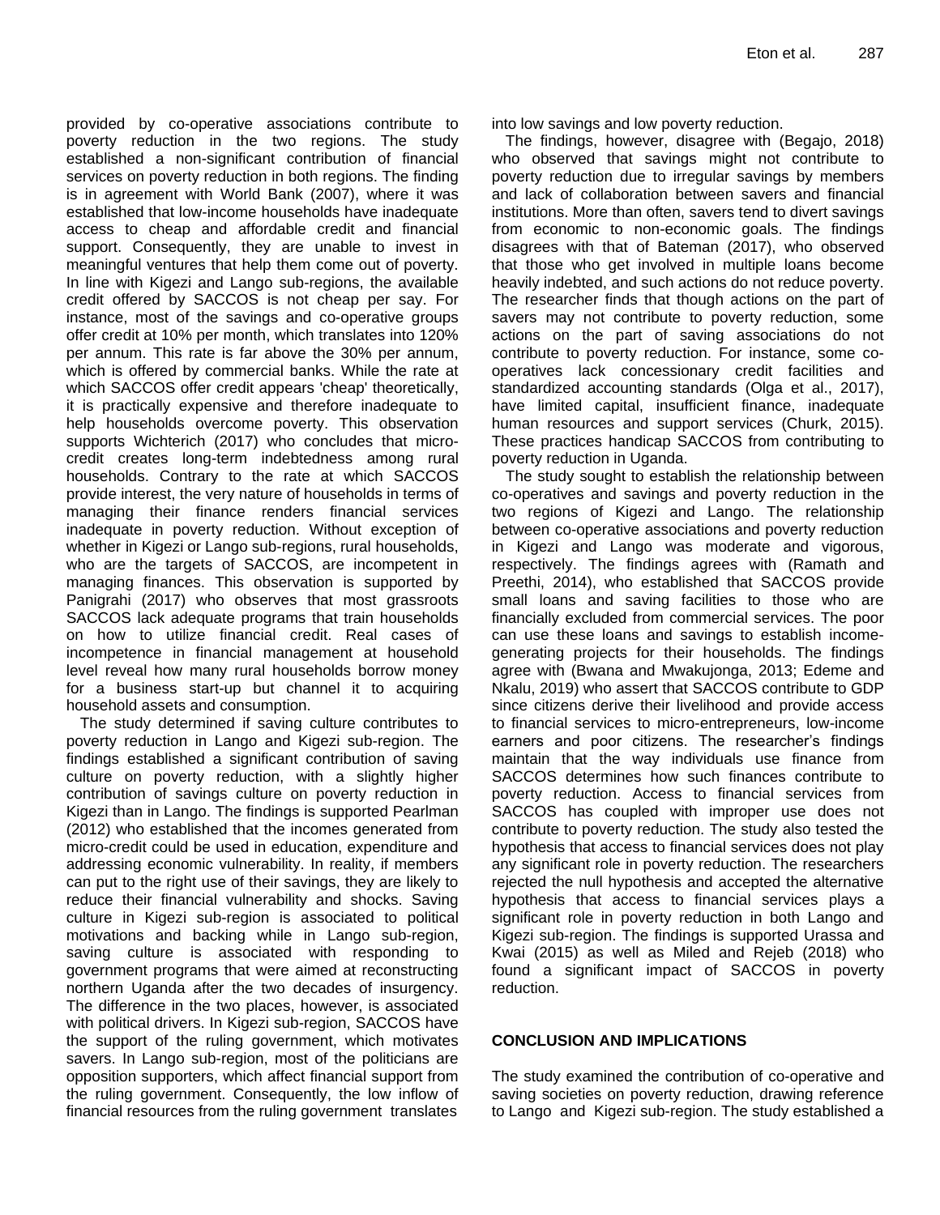provided by co-operative associations contribute to poverty reduction in the two regions. The study established a non-significant contribution of financial services on poverty reduction in both regions. The finding is in agreement with World Bank (2007), where it was established that low-income households have inadequate access to cheap and affordable credit and financial support. Consequently, they are unable to invest in meaningful ventures that help them come out of poverty. In line with Kigezi and Lango sub-regions, the available credit offered by SACCOS is not cheap per say. For instance, most of the savings and co-operative groups offer credit at 10% per month, which translates into 120% per annum. This rate is far above the 30% per annum, which is offered by commercial banks. While the rate at which SACCOS offer credit appears 'cheap' theoretically, it is practically expensive and therefore inadequate to help households overcome poverty. This observation supports Wichterich (2017) who concludes that micro-credit creates long-term indebtedness among rural households. Contrary to the rate at which SACCOS provide interest, the very nature of households in terms of managing their finance renders financial services inadequate in poverty reduction. Without exception of whether in Kigezi or Lango sub-regions, rural households, who are the targets of SACCOS, are incompetent in managing finances. This observation is supported by Panigrahi (2017) who observes that most grassroots SACCOS lack adequate programs that train households on how to utilize financial credit. Real cases of incompetence in financial management at household level reveal how many rural households borrow money for a business start-up but channel it to acquiring household assets and consumption.

The study determined if saving culture contributes to poverty reduction in Lango and Kigezi sub-region. The findings established a significant contribution of saving culture on poverty reduction, with a slightly higher contribution of savings culture on poverty reduction in Kigezi than in Lango. The findings is supported Pearlman (2012) who established that the incomes generated from micro-credit could be used in education, expenditure and addressing economic vulnerability. In reality, if members can put to the right use of their savings, they are likely to reduce their financial vulnerability and shocks. Saving culture in Kigezi sub-region is associated to political motivations and backing while in Lango sub-region, saving culture is associated with responding to government programs that were aimed at reconstructing northern Uganda after the two decades of insurgency. The difference in the two places, however, is associated with political drivers. In Kigezi sub-region, SACCOS have the support of the ruling government, which motivates savers. In Lango sub-region, most of the politicians are opposition supporters, which affect financial support from the ruling government. Consequently, the low inflow of financial resources from the ruling government translates into low savings and low poverty reduction.

The findings, however, disagree with (Begajo, 2018) who observed that savings might not contribute to poverty reduction due to irregular savings by members and lack of collaboration between savers and financial institutions. More than often, savers tend to divert savings from economic to non-economic goals. The findings disagrees with that of Bateman (2017), who observed that those who get involved in multiple loans become heavily indebted, and such actions do not reduce poverty. The researcher finds that though actions on the part of savers may not contribute to poverty reduction, some actions on the part of saving associations do not contribute to poverty reduction. For instance, some co-operatives lack concessionary credit facilities and standardized accounting standards (Olga et al., 2017), have limited capital, insufficient finance, inadequate human resources and support services (Churk, 2015). These practices handicap SACCOS from contributing to poverty reduction in Uganda.

The study sought to establish the relationship between co-operatives and savings and poverty reduction in the two regions of Kigezi and Lango. The relationship between co-operative associations and poverty reduction in Kigezi and Lango was moderate and vigorous, respectively. The findings agrees with (Ramath and Preethi, 2014), who established that SACCOS provide small loans and saving facilities to those who are financially excluded from commercial services. The poor can use these loans and savings to establish income-generating projects for their households. The findings agree with (Bwana and Mwakujonga, 2013; Edeme and Nkalu, 2019) who assert that SACCOS contribute to GDP since citizens derive their livelihood and provide access to financial services to micro-entrepreneurs, low-income earners and poor citizens. The researcher's findings maintain that the way individuals use finance from SACCOS determines how such finances contribute to poverty reduction. Access to financial services from SACCOS has coupled with improper use does not contribute to poverty reduction. The study also tested the hypothesis that access to financial services does not play any significant role in poverty reduction. The researchers rejected the null hypothesis and accepted the alternative hypothesis that access to financial services plays a significant role in poverty reduction in both Lango and Kigezi sub-region. The findings is supported Urassa and Kwai (2015) as well as Miled and Rejeb (2018) who found a significant impact of SACCOS in poverty reduction.

## CONCLUSION AND IMPLICATIONS

The study examined the contribution of co-operative and saving societies on poverty reduction, drawing reference to Lango and Kigezi sub-region. The study established a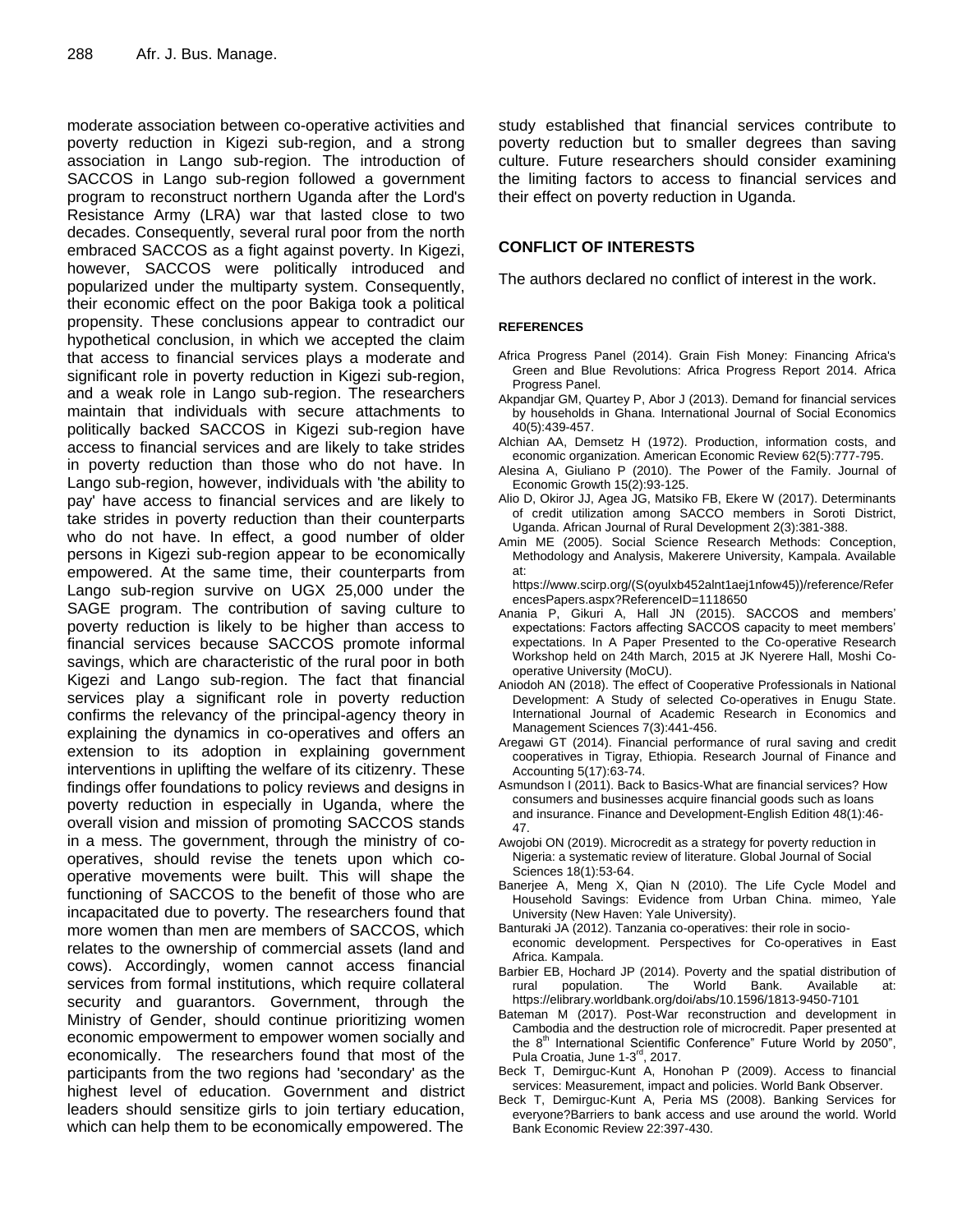moderate association between co-operative activities and poverty reduction in Kigezi sub-region, and a strong association in Lango sub-region. The introduction of SACCOS in Lango sub-region followed a government program to reconstruct northern Uganda after the Lord's Resistance Army (LRA) war that lasted close to two decades. Consequently, several rural poor from the north embraced SACCOS as a fight against poverty. In Kigezi, however, SACCOS were politically introduced and popularized under the multiparty system. Consequently, their economic effect on the poor Bakiga took a political propensity. These conclusions appear to contradict our hypothetical conclusion, in which we accepted the claim that access to financial services plays a moderate and significant role in poverty reduction in Kigezi sub-region, and a weak role in Lango sub-region. The researchers maintain that individuals with secure attachments to politically backed SACCOS in Kigezi sub-region have access to financial services and are likely to take strides in poverty reduction than those who do not have. In Lango sub-region, however, individuals with 'the ability to pay' have access to financial services and are likely to take strides in poverty reduction than their counterparts who do not have. In effect, a good number of older persons in Kigezi sub-region appear to be economically empowered. At the same time, their counterparts from Lango sub-region survive on UGX 25,000 under the SAGE program. The contribution of saving culture to poverty reduction is likely to be higher than access to financial services because SACCOS promote informal savings, which are characteristic of the rural poor in both Kigezi and Lango sub-region. The fact that financial services play a significant role in poverty reduction confirms the relevancy of the principal-agency theory in explaining the dynamics in co-operatives and offers an extension to its adoption in explaining government interventions in uplifting the welfare of its citizenry. These findings offer foundations to policy reviews and designs in poverty reduction in especially in Uganda, where the overall vision and mission of promoting SACCOS stands in a mess. The government, through the ministry of co-operatives, should revise the tenets upon which co-operative movements were built. This will shape the functioning of SACCOS to the benefit of those who are incapacitated due to poverty. The researchers found that more women than men are members of SACCOS, which relates to the ownership of commercial assets (land and cows). Accordingly, women cannot access financial services from formal institutions, which require collateral security and guarantors. Government, through the Ministry of Gender, should continue prioritizing women economic empowerment to empower women socially and economically. The researchers found that most of the participants from the two regions had 'secondary' as the highest level of education. Government and district leaders should sensitize girls to join tertiary education, which can help them to be economically empowered. The study established that financial services contribute to poverty reduction but to smaller degrees than saving culture. Future researchers should consider examining the limiting factors to access to financial services and their effect on poverty reduction in Uganda.

## CONFLICT OF INTERESTS

The authors declared no conflict of interest in the work.

## REFERENCES

Africa Progress Panel (2014). Grain Fish Money: Financing Africa's Green and Blue Revolutions: Africa Progress Report 2014. Africa Progress Panel.

Akpandjar GM, Quartey P, Abor J (2013). Demand for financial services by households in Ghana. International Journal of Social Economics 40(5):439-457.

Alchian AA, Demsetz H (1972). Production, information costs, and economic organization. American Economic Review 62(5):777-795.

Alesina A, Giuliano P (2010). The Power of the Family. Journal of Economic Growth 15(2):93-125.

Alio D, Okiror JJ, Agea JG, Matsiko FB, Ekere W (2017). Determinants of credit utilization among SACCO members in Soroti District, Uganda. African Journal of Rural Development 2(3):381-388.

Amin ME (2005). Social Science Research Methods: Conception, Methodology and Analysis, Makerere University, Kampala. Available at: https://www.scirp.org/(S(oyulxb452alnt1aej1nfow45))/reference/ReferencesPapers.aspx?ReferenceID=1118650

Anania P, Gikuri A, Hall JN (2015). SACCOS and members' expectations: Factors affecting SACCOS capacity to meet members' expectations. In A Paper Presented to the Co-operative Research Workshop held on 24th March, 2015 at JK Nyerere Hall, Moshi Co-operative University (MoCU).

Aniodoh AN (2018). The effect of Cooperative Professionals in National Development: A Study of selected Co-operatives in Enugu State. International Journal of Academic Research in Economics and Management Sciences 7(3):441-456.

Aregawi GT (2014). Financial performance of rural saving and credit cooperatives in Tigray, Ethiopia. Research Journal of Finance and Accounting 5(17):63-74.

Asmundson I (2011). Back to Basics-What are financial services? How consumers and businesses acquire financial goods such as loans and insurance. Finance and Development-English Edition 48(1):46-47.

Awojobi ON (2019). Microcredit as a strategy for poverty reduction in Nigeria: a systematic review of literature. Global Journal of Social Sciences 18(1):53-64.

Banerjee A, Meng X, Qian N (2010). The Life Cycle Model and Household Savings: Evidence from Urban China. mimeo, Yale University (New Haven: Yale University).

Banturaki JA (2012). Tanzania co-operatives: their role in socio-economic development. Perspectives for Co-operatives in East Africa. Kampala.

Barbier EB, Hochard JP (2014). Poverty and the spatial distribution of rural population. The World Bank. Available at: https://elibrary.worldbank.org/doi/abs/10.1596/1813-9450-7101

Bateman M (2017). Post-War reconstruction and development in Cambodia and the destruction role of microcredit. Paper presented at the 8th International Scientific Conference" Future World by 2050", Pula Croatia, June 1-3rd, 2017.

Beck T, Demirguc-Kunt A, Honohan P (2009). Access to financial services: Measurement, impact and policies. World Bank Observer.

Beck T, Demirguc-Kunt A, Peria MS (2008). Banking Services for everyone?Barriers to bank access and use around the world. World Bank Economic Review 22:397-430.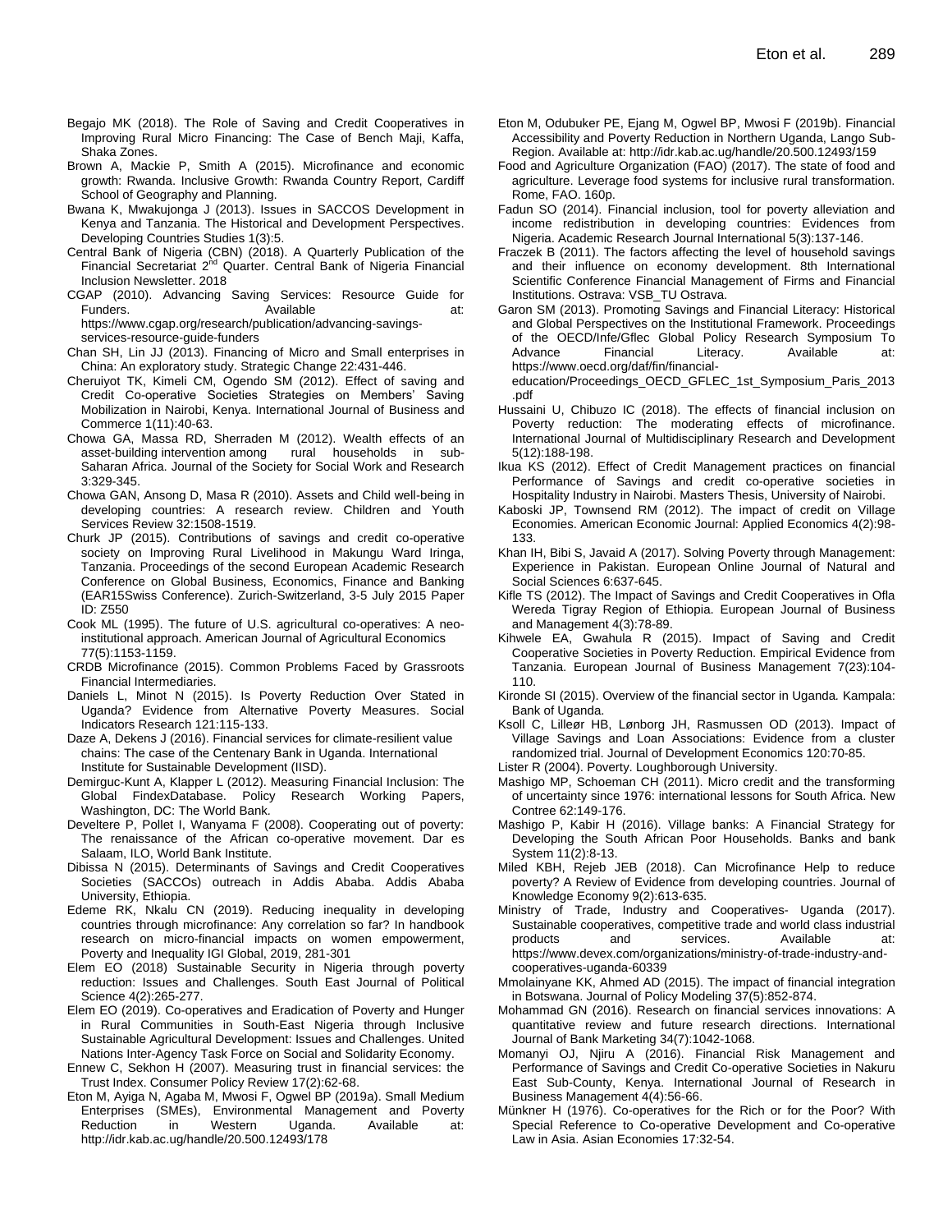Begajo MK (2018). The Role of Saving and Credit Cooperatives in Improving Rural Micro Financing: The Case of Bench Maji, Kaffa, Shaka Zones.

Brown A, Mackie P, Smith A (2015). Microfinance and economic growth: Rwanda. Inclusive Growth: Rwanda Country Report, Cardiff School of Geography and Planning.

Bwana K, Mwakujonga J (2013). Issues in SACCOS Development in Kenya and Tanzania. The Historical and Development Perspectives. Developing Countries Studies 1(3):5.

Central Bank of Nigeria (CBN) (2018). A Quarterly Publication of the Financial Secretariat 2nd Quarter. Central Bank of Nigeria Financial Inclusion Newsletter. 2018

CGAP (2010). Advancing Saving Services: Resource Guide for Funders. Available at: https://www.cgap.org/research/publication/advancing-savings-services-resource-guide-funders

Chan SH, Lin JJ (2013). Financing of Micro and Small enterprises in China: An exploratory study. Strategic Change 22:431-446.

Cheruiyot TK, Kimeli CM, Ogendo SM (2012). Effect of saving and Credit Co-operative Societies Strategies on Members' Saving Mobilization in Nairobi, Kenya. International Journal of Business and Commerce 1(11):40-63.

Chowa GA, Massa RD, Sherraden M (2012). Wealth effects of an asset-building intervention among rural households in sub-Saharan Africa. Journal of the Society for Social Work and Research 3:329-345.

Chowa GAN, Ansong D, Masa R (2010). Assets and Child well-being in developing countries: A research review. Children and Youth Services Review 32:1508-1519.

Churk JP (2015). Contributions of savings and credit co-operative society on Improving Rural Livelihood in Makungu Ward Iringa, Tanzania. Proceedings of the second European Academic Research Conference on Global Business, Economics, Finance and Banking (EAR15Swiss Conference). Zurich-Switzerland, 3-5 July 2015 Paper ID: Z550

Cook ML (1995). The future of U.S. agricultural co-operatives: A neo-institutional approach. American Journal of Agricultural Economics 77(5):1153-1159.

CRDB Microfinance (2015). Common Problems Faced by Grassroots Financial Intermediaries.

Daniels L, Minot N (2015). Is Poverty Reduction Over Stated in Uganda? Evidence from Alternative Poverty Measures. Social Indicators Research 121:115-133.

Daze A, Dekens J (2016). Financial services for climate-resilient value chains: The case of the Centenary Bank in Uganda. International Institute for Sustainable Development (IISD).

Demirguc-Kunt A, Klapper L (2012). Measuring Financial Inclusion: The Global FindexDatabase. Policy Research Working Papers, Washington, DC: The World Bank.

Develtere P, Pollet I, Wanyama F (2008). Cooperating out of poverty: The renaissance of the African co-operative movement. Dar es Salaam, ILO, World Bank Institute.

Dibissa N (2015). Determinants of Savings and Credit Cooperatives Societies (SACCOs) outreach in Addis Ababa. Addis Ababa University, Ethiopia.

Edeme RK, Nkalu CN (2019). Reducing inequality in developing countries through microfinance: Any correlation so far? In handbook research on micro-financial impacts on women empowerment, Poverty and Inequality IGI Global, 2019, 281-301

Elem EO (2018) Sustainable Security in Nigeria through poverty reduction: Issues and Challenges. South East Journal of Political Science 4(2):265-277.

Elem EO (2019). Co-operatives and Eradication of Poverty and Hunger in Rural Communities in South-East Nigeria through Inclusive Sustainable Agricultural Development: Issues and Challenges. United Nations Inter-Agency Task Force on Social and Solidarity Economy.

Ennew C, Sekhon H (2007). Measuring trust in financial services: the Trust Index. Consumer Policy Review 17(2):62-68.

Eton M, Ayiga N, Agaba M, Mwosi F, Ogwel BP (2019a). Small Medium Enterprises (SMEs), Environmental Management and Poverty Reduction in Western Uganda. Available at: http://idr.kab.ac.ug/handle/20.500.12493/178

Eton M, Odubuker PE, Ejang M, Ogwel BP, Mwosi F (2019b). Financial Accessibility and Poverty Reduction in Northern Uganda, Lango Sub-Region. Available at: http://idr.kab.ac.ug/handle/20.500.12493/159

Food and Agriculture Organization (FAO) (2017). The state of food and agriculture. Leverage food systems for inclusive rural transformation. Rome, FAO. 160p.

Fadun SO (2014). Financial inclusion, tool for poverty alleviation and income redistribution in developing countries: Evidences from Nigeria. Academic Research Journal International 5(3):137-146.

Fraczek B (2011). The factors affecting the level of household savings and their influence on economy development. 8th International Scientific Conference Financial Management of Firms and Financial Institutions. Ostrava: VSB_TU Ostrava.

Garon SM (2013). Promoting Savings and Financial Literacy: Historical and Global Perspectives on the Institutional Framework. Proceedings of the OECD/Infe/Gflec Global Policy Research Symposium To Advance Financial Literacy. Available at: https://www.oecd.org/daf/fin/financial-education/Proceedings_OECD_GFLEC_1st_Symposium_Paris_2013.pdf

Hussaini U, Chibuzo IC (2018). The effects of financial inclusion on Poverty reduction: The moderating effects of microfinance. International Journal of Multidisciplinary Research and Development 5(12):188-198.

Ikua KS (2012). Effect of Credit Management practices on financial Performance of Savings and credit co-operative societies in Hospitality Industry in Nairobi. Masters Thesis, University of Nairobi.

Kaboski JP, Townsend RM (2012). The impact of credit on Village Economies. American Economic Journal: Applied Economics 4(2):98-133.

Khan IH, Bibi S, Javaid A (2017). Solving Poverty through Management: Experience in Pakistan. European Online Journal of Natural and Social Sciences 6:637-645.

Kifle TS (2012). The Impact of Savings and Credit Cooperatives in Ofla Wereda Tigray Region of Ethiopia. European Journal of Business and Management 4(3):78-89.

Kihwele EA, Gwahula R (2015). Impact of Saving and Credit Cooperative Societies in Poverty Reduction. Empirical Evidence from Tanzania. European Journal of Business Management 7(23):104-110.

Kironde SI (2015). Overview of the financial sector in Uganda. Kampala: Bank of Uganda.

Ksoll C, Lilleør HB, Lønborg JH, Rasmussen OD (2013). Impact of Village Savings and Loan Associations: Evidence from a cluster randomized trial. Journal of Development Economics 120:70-85.

Lister R (2004). Poverty. Loughborough University.

Mashigo MP, Schoeman CH (2011). Micro credit and the transforming of uncertainty since 1976: international lessons for South Africa. New Contree 62:149-176.

Mashigo P, Kabir H (2016). Village banks: A Financial Strategy for Developing the South African Poor Households. Banks and bank System 11(2):8-13.

Miled KBH, Rejeb JEB (2018). Can Microfinance Help to reduce poverty? A Review of Evidence from developing countries. Journal of Knowledge Economy 9(2):613-635.

Ministry of Trade, Industry and Cooperatives- Uganda (2017). Sustainable cooperatives, competitive trade and world class industrial products and services. Available at: https://www.devex.com/organizations/ministry-of-trade-industry-and-cooperatives-uganda-60339

Mmolainyane KK, Ahmed AD (2015). The impact of financial integration in Botswana. Journal of Policy Modeling 37(5):852-874.

Mohammad GN (2016). Research on financial services innovations: A quantitative review and future research directions. International Journal of Bank Marketing 34(7):1042-1068.

Momanyi OJ, Njiru A (2016). Financial Risk Management and Performance of Savings and Credit Co-operative Societies in Nakuru East Sub-County, Kenya. International Journal of Research in Business Management 4(4):56-66.

Münkner H (1976). Co-operatives for the Rich or for the Poor? With Special Reference to Co-operative Development and Co-operative Law in Asia. Asian Economies 17:32-54.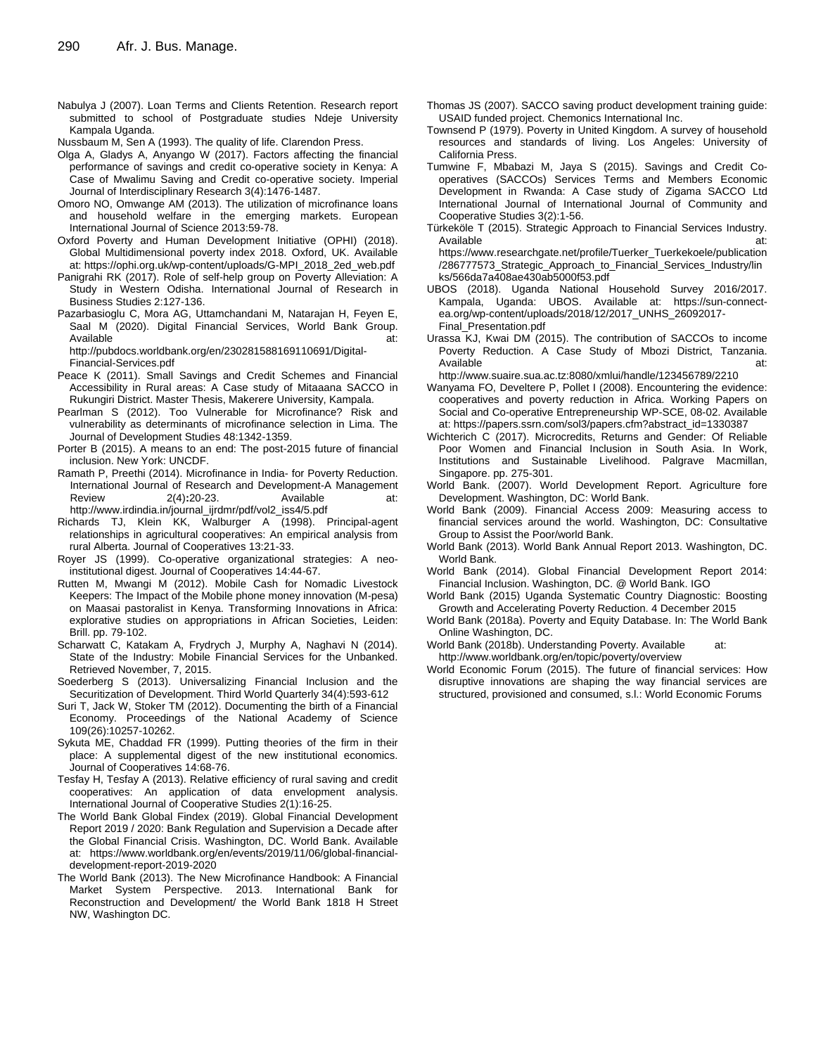Nabulya J (2007). Loan Terms and Clients Retention. Research report submitted to school of Postgraduate studies Ndeje University Kampala Uganda.

Nussbaum M, Sen A (1993). The quality of life. Clarendon Press.

Olga A, Gladys A, Anyango W (2017). Factors affecting the financial performance of savings and credit co-operative society in Kenya: A Case of Mwalimu Saving and Credit co-operative society. Imperial Journal of Interdisciplinary Research 3(4):1476-1487.

Omoro NO, Omwange AM (2013). The utilization of microfinance loans and household welfare in the emerging markets. European International Journal of Science 2013:59-78.

Oxford Poverty and Human Development Initiative (OPHI) (2018). Global Multidimensional poverty index 2018. Oxford, UK. Available at: https://ophi.org.uk/wp-content/uploads/G-MPI_2018_2ed_web.pdf

Panigrahi RK (2017). Role of self-help group on Poverty Alleviation: A Study in Western Odisha. International Journal of Research in Business Studies 2:127-136.

Pazarbasioglu C, Mora AG, Uttamchandani M, Natarajan H, Feyen E, Saal M (2020). Digital Financial Services, World Bank Group. Available at: http://pubdocs.worldbank.org/en/230281588169110691/Digital-Financial-Services.pdf

Peace K (2011). Small Savings and Credit Schemes and Financial Accessibility in Rural areas: A Case study of Mitaana SACCO in Rukungiri District. Master Thesis, Makerere University, Kampala.

Pearlman S (2012). Too Vulnerable for Microfinance? Risk and vulnerability as determinants of microfinance selection in Lima. The Journal of Development Studies 48:1342-1359.

Porter B (2015). A means to an end: The post-2015 future of financial inclusion. New York: UNCDF.

Ramath P, Preethi (2014). Microfinance in India- for Poverty Reduction. International Journal of Research and Development-A Management Review 2(4):20-23. Available at: http://www.irdindia.in/journal_ijrdmr/pdf/vol2_iss4/5.pdf

Richards TJ, Klein KK, Walburger A (1998). Principal-agent relationships in agricultural cooperatives: An empirical analysis from rural Alberta. Journal of Cooperatives 13:21-33.

Royer JS (1999). Co-operative organizational strategies: A neo-institutional digest. Journal of Cooperatives 14:44-67.

Rutten M, Mwangi M (2012). Mobile Cash for Nomadic Livestock Keepers: The Impact of the Mobile phone money innovation (M-pesa) on Maasai pastoralist in Kenya. Transforming Innovations in Africa: explorative studies on appropriations in African Societies, Leiden: Brill. pp. 79-102.

Scharwatt C, Katakam A, Frydrych J, Murphy A, Naghavi N (2014). State of the Industry: Mobile Financial Services for the Unbanked. Retrieved November, 7, 2015.

Soederberg S (2013). Universalizing Financial Inclusion and the Securitization of Development. Third World Quarterly 34(4):593-612

Suri T, Jack W, Stoker TM (2012). Documenting the birth of a Financial Economy. Proceedings of the National Academy of Science 109(26):10257-10262.

Sykuta ME, Chaddad FR (1999). Putting theories of the firm in their place: A supplemental digest of the new institutional economics. Journal of Cooperatives 14:68-76.

Tesfay H, Tesfay A (2013). Relative efficiency of rural saving and credit cooperatives: An application of data envelopment analysis. International Journal of Cooperative Studies 2(1):16-25.

The World Bank Global Findex (2019). Global Financial Development Report 2019 / 2020: Bank Regulation and Supervision a Decade after the Global Financial Crisis. Washington, DC. World Bank. Available at: https://www.worldbank.org/en/events/2019/11/06/global-financial-development-report-2019-2020

The World Bank (2013). The New Microfinance Handbook: A Financial Market System Perspective. 2013. International Bank for Reconstruction and Development/ the World Bank 1818 H Street NW, Washington DC.

Thomas JS (2007). SACCO saving product development training guide: USAID funded project. Chemonics International Inc.

Townsend P (1979). Poverty in United Kingdom. A survey of household resources and standards of living. Los Angeles: University of California Press.

Tumwine F, Mbabazi M, Jaya S (2015). Savings and Credit Co-operatives (SACCOs) Services Terms and Members Economic Development in Rwanda: A Case study of Zigama SACCO Ltd International Journal of International Journal of Community and Cooperative Studies 3(2):1-56.

Türköle T (2015). Strategic Approach to Financial Services Industry. Available at: https://www.researchgate.net/profile/Tuerker_Tuerkekoele/publication/286777573_Strategic_Approach_to_Financial_Services_Industry/links/566da7a408ae430ab5000f53.pdf

UBOS (2018). Uganda National Household Survey 2016/2017. Kampala, Uganda: UBOS. Available at: https://sun-connect-ea.org/wp-content/uploads/2018/12/2017_UNHS_26092017-Final_Presentation.pdf

Urassa KJ, Kwai DM (2015). The contribution of SACCOs to income Poverty Reduction. A Case Study of Mbozi District, Tanzania. Available at: http://www.suaire.sua.ac.tz:8080/xmlui/handle/123456789/2210

Wanyama FO, Develtere P, Pollet I (2008). Encountering the evidence: cooperatives and poverty reduction in Africa. Working Papers on Social and Co-operative Entrepreneurship WP-SCE, 08-02. Available at: https://papers.ssrn.com/sol3/papers.cfm?abstract_id=1330387

Wichterich C (2017). Microcredits, Returns and Gender: Of Reliable Poor Women and Financial Inclusion in South Asia. In Work, Institutions and Sustainable Livelihood. Palgrave Macmillan, Singapore. pp. 275-301.

World Bank. (2007). World Development Report. Agriculture fore Development. Washington, DC: World Bank.

World Bank (2009). Financial Access 2009: Measuring access to financial services around the world. Washington, DC: Consultative Group to Assist the Poor/world Bank.

World Bank (2013). World Bank Annual Report 2013. Washington, DC. World Bank.

World Bank (2014). Global Financial Development Report 2014: Financial Inclusion. Washington, DC. @ World Bank. IGO

World Bank (2015) Uganda Systematic Country Diagnostic: Boosting Growth and Accelerating Poverty Reduction. 4 December 2015

World Bank (2018a). Poverty and Equity Database. In: The World Bank Online Washington, DC.

World Bank (2018b). Understanding Poverty. Available at: http://www.worldbank.org/en/topic/poverty/overview

World Economic Forum (2015). The future of financial services: How disruptive innovations are shaping the way financial services are structured, provisioned and consumed, s.l.: World Economic Forums